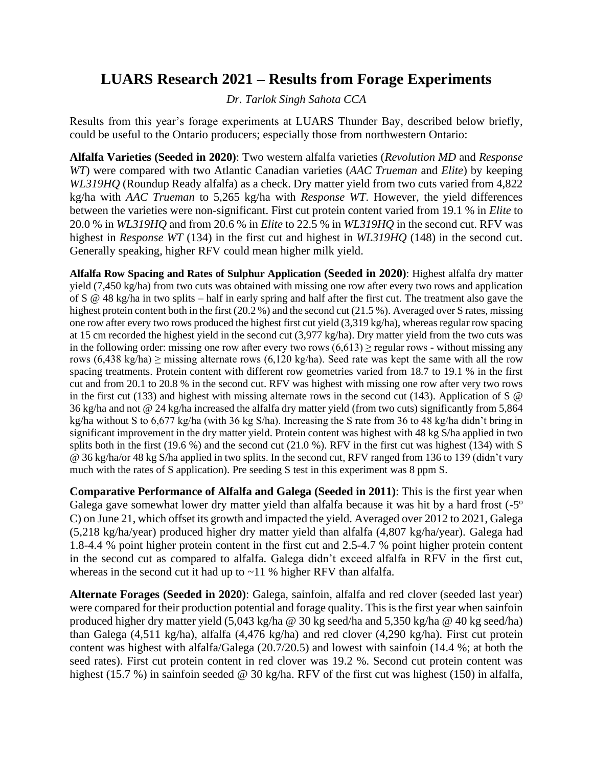# LUARS Research 2021 – Results from Forage Experiments

*Dr. Tarlok Singh Sahota CCA*

Results from this year's forage experiments at LUARS Thunder Bay, described below briefly, could be useful to the Ontario producers; especially those from northwestern Ontario:

**Alfalfa Varieties (Seeded in 2020)**: Two western alfalfa varieties (*Revolution MD* and *Response WT*) were compared with two Atlantic Canadian varieties (*AAC Trueman* and *Elite*) by keeping *WL319HQ* (Roundup Ready alfalfa) as a check. Dry matter yield from two cuts varied from 4,822 kg/ha with *AAC Trueman* to 5,265 kg/ha with *Response WT*. However, the yield differences between the varieties were non-significant. First cut protein content varied from 19.1 % in *Elite* to 20.0 % in *WL319HQ* and from 20.6 % in *Elite* to 22.5 % in *WL319HQ* in the second cut. RFV was highest in *Response WT* (134) in the first cut and highest in *WL319HQ* (148) in the second cut. Generally speaking, higher RFV could mean higher milk yield.

**Alfalfa Row Spacing and Rates of Sulphur Application (Seeded in 2020)**: Highest alfalfa dry matter yield (7,450 kg/ha) from two cuts was obtained with missing one row after every two rows and application of S @ 48 kg/ha in two splits – half in early spring and half after the first cut. The treatment also gave the highest protein content both in the first (20.2 %) and the second cut (21.5 %). Averaged over S rates, missing one row after every two rows produced the highest first cut yield (3,319 kg/ha), whereas regular row spacing at 15 cm recorded the highest yield in the second cut (3,977 kg/ha). Dry matter yield from the two cuts was in the following order: missing one row after every two rows (6,613) ≥ regular rows - without missing any rows (6,438 kg/ha) ≥ missing alternate rows (6,120 kg/ha). Seed rate was kept the same with all the row spacing treatments. Protein content with different row geometries varied from 18.7 to 19.1 % in the first cut and from 20.1 to 20.8 % in the second cut. RFV was highest with missing one row after very two rows in the first cut (133) and highest with missing alternate rows in the second cut (143). Application of S @ 36 kg/ha and not @ 24 kg/ha increased the alfalfa dry matter yield (from two cuts) significantly from 5,864 kg/ha without S to 6,677 kg/ha (with 36 kg S/ha). Increasing the S rate from 36 to 48 kg/ha didn't bring in significant improvement in the dry matter yield. Protein content was highest with 48 kg S/ha applied in two splits both in the first (19.6 %) and the second cut (21.0 %). RFV in the first cut was highest (134) with S @ 36 kg/ha/or 48 kg S/ha applied in two splits. In the second cut, RFV ranged from 136 to 139 (didn't vary much with the rates of S application). Pre seeding S test in this experiment was 8 ppm S.

**Comparative Performance of Alfalfa and Galega (Seeded in 2011)**: This is the first year when Galega gave somewhat lower dry matter yield than alfalfa because it was hit by a hard frost (-5° C) on June 21, which offset its growth and impacted the yield. Averaged over 2012 to 2021, Galega (5,218 kg/ha/year) produced higher dry matter yield than alfalfa (4,807 kg/ha/year). Galega had 1.8-4.4 % point higher protein content in the first cut and 2.5-4.7 % point higher protein content in the second cut as compared to alfalfa. Galega didn't exceed alfalfa in RFV in the first cut, whereas in the second cut it had up to ~11 % higher RFV than alfalfa.

**Alternate Forages (Seeded in 2020)**: Galega, sainfoin, alfalfa and red clover (seeded last year) were compared for their production potential and forage quality. This is the first year when sainfoin produced higher dry matter yield (5,043 kg/ha @ 30 kg seed/ha and 5,350 kg/ha @ 40 kg seed/ha) than Galega (4,511 kg/ha), alfalfa (4,476 kg/ha) and red clover (4,290 kg/ha). First cut protein content was highest with alfalfa/Galega (20.7/20.5) and lowest with sainfoin (14.4 %; at both the seed rates). First cut protein content in red clover was 19.2 %. Second cut protein content was highest (15.7 %) in sainfoin seeded @ 30 kg/ha. RFV of the first cut was highest (150) in alfalfa,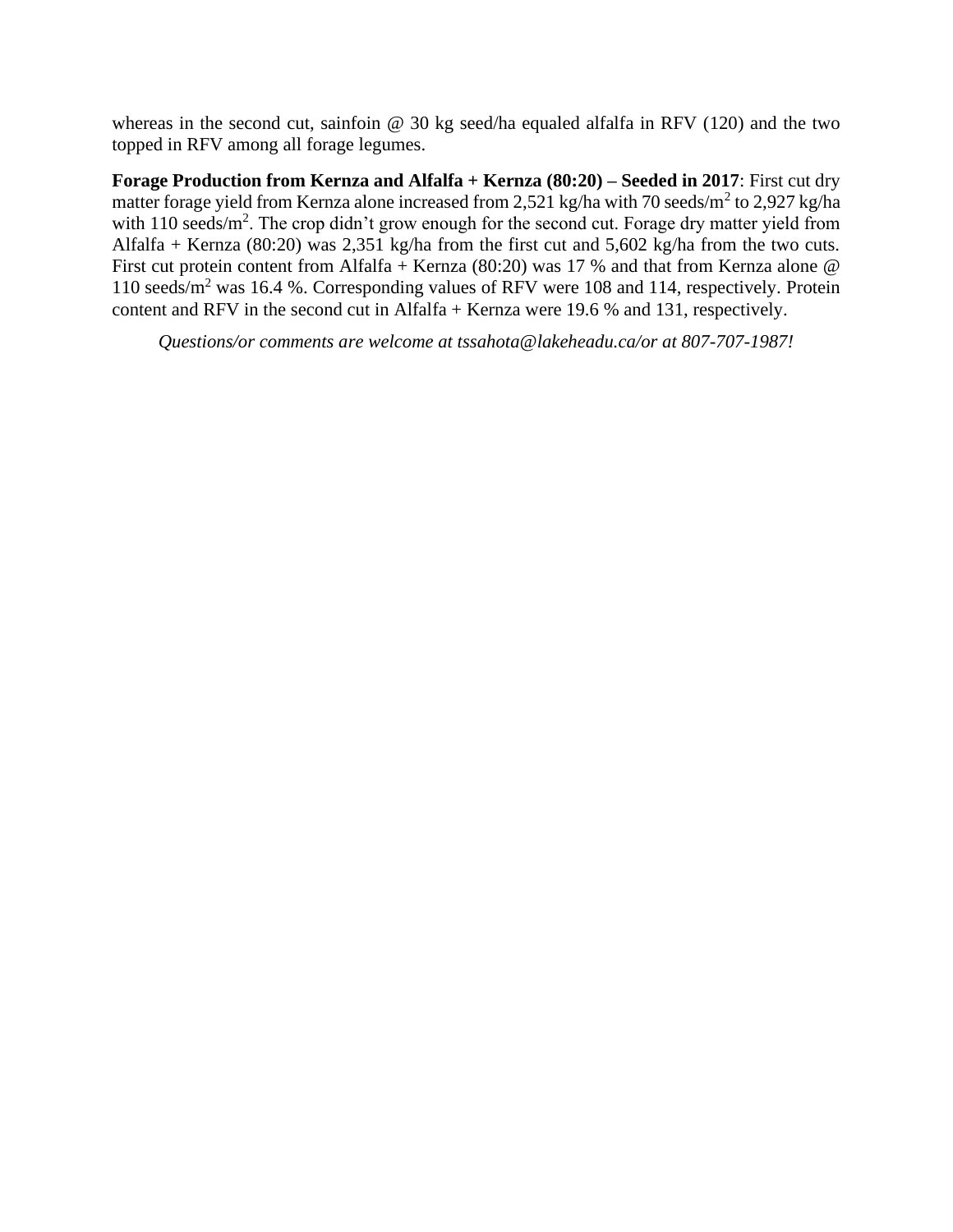whereas in the second cut, sainfoin @ 30 kg seed/ha equaled alfalfa in RFV (120) and the two topped in RFV among all forage legumes.

**Forage Production from Kernza and Alfalfa + Kernza (80:20) – Seeded in 2017**: First cut dry matter forage yield from Kernza alone increased from 2,521 kg/ha with 70 seeds/$m^2$ to 2,927 kg/ha with 110 seeds/$m^2$. The crop didn't grow enough for the second cut. Forage dry matter yield from Alfalfa + Kernza (80:20) was 2,351 kg/ha from the first cut and 5,602 kg/ha from the two cuts. First cut protein content from Alfalfa + Kernza (80:20) was 17 % and that from Kernza alone @ 110 seeds/$m^2$ was 16.4 %. Corresponding values of RFV were 108 and 114, respectively. Protein content and RFV in the second cut in Alfalfa + Kernza were 19.6 % and 131, respectively.

*Questions/or comments are welcome at tssahota@lakeheadu.ca/or at 807-707-1987!*